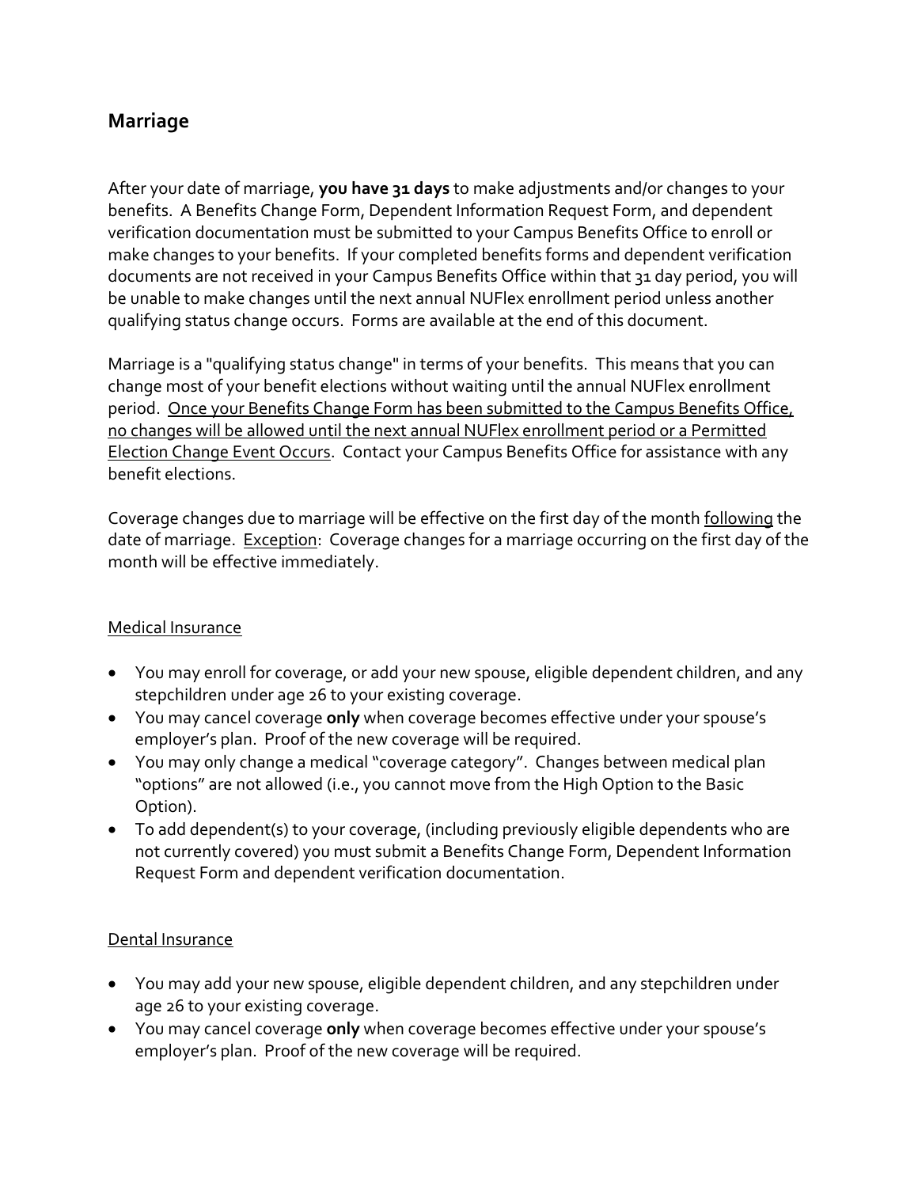## Marriage

After your date of marriage, **you have 31 days** to make adjustments and/or changes to your benefits. A Benefits Change Form, Dependent Information Request Form, and dependent verification documentation must be submitted to your Campus Benefits Office to enroll or make changes to your benefits. If your completed benefits forms and dependent verification documents are not received in your Campus Benefits Office within that 31 day period, you will be unable to make changes until the next annual NUFlex enrollment period unless another qualifying status change occurs. Forms are available at the end of this document.

Marriage is a "qualifying status change" in terms of your benefits. This means that you can change most of your benefit elections without waiting until the annual NUFlex enrollment period. <u>Once your Benefits Change Form has been submitted to the Campus Benefits Office, no changes will be allowed until the next annual NUFlex enrollment period or a Permitted Election Change Event Occurs</u>. Contact your Campus Benefits Office for assistance with any benefit elections.

Coverage changes due to marriage will be effective on the first day of the month <u>following</u> the date of marriage. <u>Exception</u>: Coverage changes for a marriage occurring on the first day of the month will be effective immediately.

<u>Medical Insurance</u>

- You may enroll for coverage, or add your new spouse, eligible dependent children, and any stepchildren under age 26 to your existing coverage.
- You may cancel coverage **only** when coverage becomes effective under your spouse's employer's plan. Proof of the new coverage will be required.
- You may only change a medical "coverage category". Changes between medical plan "options" are not allowed (i.e., you cannot move from the High Option to the Basic Option).
- To add dependent(s) to your coverage, (including previously eligible dependents who are not currently covered) you must submit a Benefits Change Form, Dependent Information Request Form and dependent verification documentation.

<u>Dental Insurance</u>

- You may add your new spouse, eligible dependent children, and any stepchildren under age 26 to your existing coverage.
- You may cancel coverage **only** when coverage becomes effective under your spouse's employer's plan. Proof of the new coverage will be required.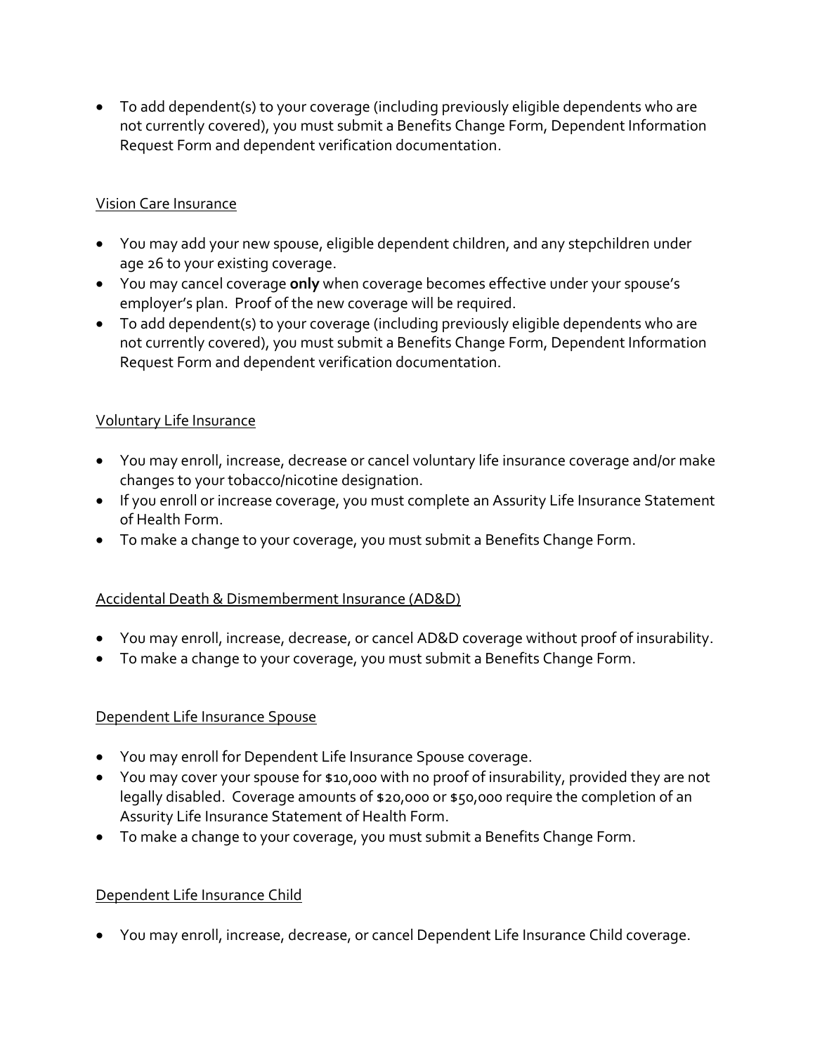- To add dependent(s) to your coverage (including previously eligible dependents who are not currently covered), you must submit a Benefits Change Form, Dependent Information Request Form and dependent verification documentation.

Vision Care Insurance

- You may add your new spouse, eligible dependent children, and any stepchildren under age 26 to your existing coverage.
- You may cancel coverage **only** when coverage becomes effective under your spouse's employer's plan. Proof of the new coverage will be required.
- To add dependent(s) to your coverage (including previously eligible dependents who are not currently covered), you must submit a Benefits Change Form, Dependent Information Request Form and dependent verification documentation.

Voluntary Life Insurance

- You may enroll, increase, decrease or cancel voluntary life insurance coverage and/or make changes to your tobacco/nicotine designation.
- If you enroll or increase coverage, you must complete an Assurity Life Insurance Statement of Health Form.
- To make a change to your coverage, you must submit a Benefits Change Form.

Accidental Death & Dismemberment Insurance (AD&D)

- You may enroll, increase, decrease, or cancel AD&D coverage without proof of insurability.
- To make a change to your coverage, you must submit a Benefits Change Form.

Dependent Life Insurance Spouse

- You may enroll for Dependent Life Insurance Spouse coverage.
- You may cover your spouse for $10,000 with no proof of insurability, provided they are not legally disabled. Coverage amounts of $20,000 or $50,000 require the completion of an Assurity Life Insurance Statement of Health Form.
- To make a change to your coverage, you must submit a Benefits Change Form.

Dependent Life Insurance Child

- You may enroll, increase, decrease, or cancel Dependent Life Insurance Child coverage.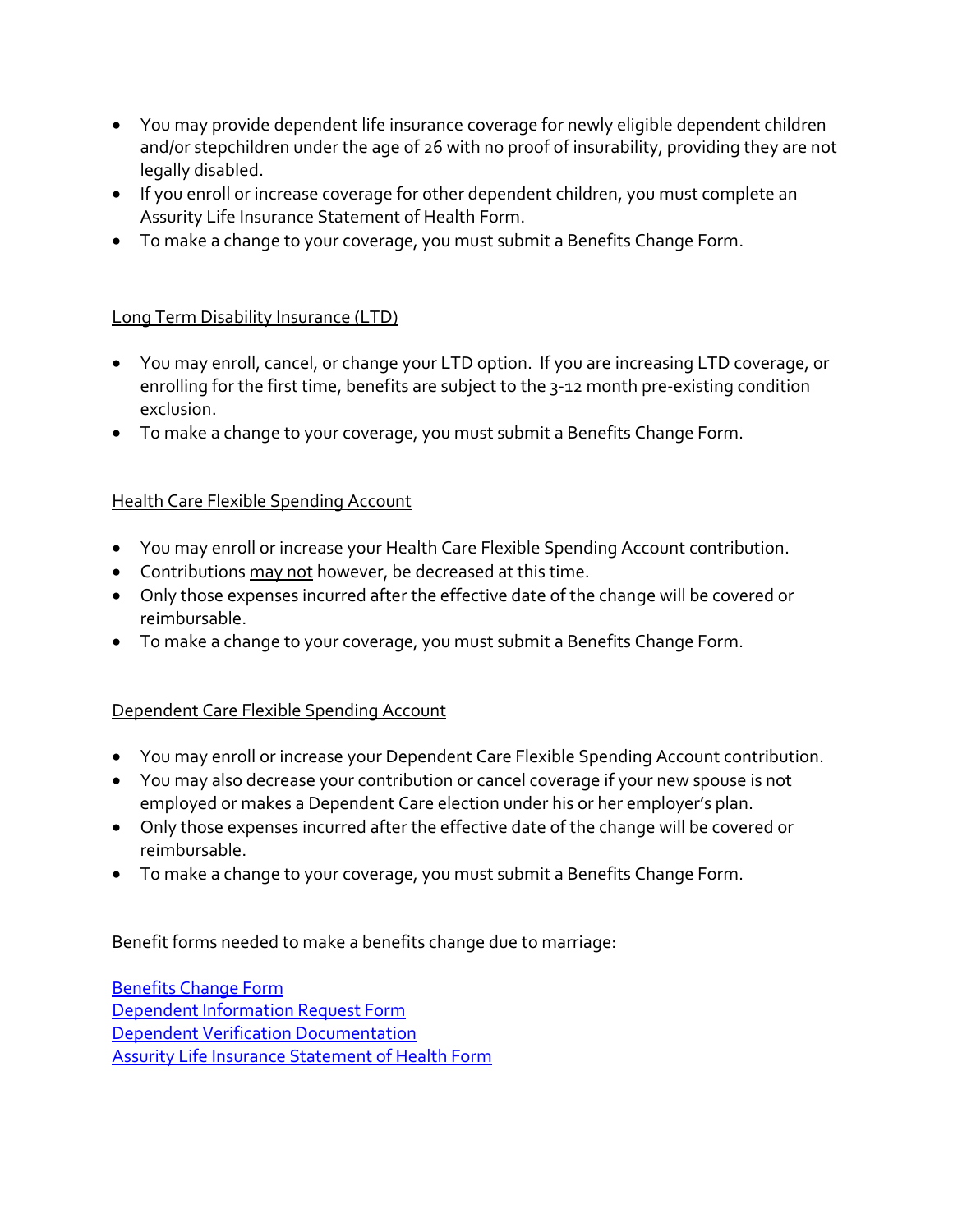- You may provide dependent life insurance coverage for newly eligible dependent children and/or stepchildren under the age of 26 with no proof of insurability, providing they are not legally disabled.
- If you enroll or increase coverage for other dependent children, you must complete an Assurity Life Insurance Statement of Health Form.
- To make a change to your coverage, you must submit a Benefits Change Form.

<u>Long Term Disability Insurance (LTD)</u>

- You may enroll, cancel, or change your LTD option. If you are increasing LTD coverage, or enrolling for the first time, benefits are subject to the 3-12 month pre-existing condition exclusion.
- To make a change to your coverage, you must submit a Benefits Change Form.

<u>Health Care Flexible Spending Account</u>

- You may enroll or increase your Health Care Flexible Spending Account contribution.
- Contributions <u>may not</u> however, be decreased at this time.
- Only those expenses incurred after the effective date of the change will be covered or reimbursable.
- To make a change to your coverage, you must submit a Benefits Change Form.

<u>Dependent Care Flexible Spending Account</u>

- You may enroll or increase your Dependent Care Flexible Spending Account contribution.
- You may also decrease your contribution or cancel coverage if your new spouse is not employed or makes a Dependent Care election under his or her employer's plan.
- Only those expenses incurred after the effective date of the change will be covered or reimbursable.
- To make a change to your coverage, you must submit a Benefits Change Form.

Benefit forms needed to make a benefits change due to marriage:

Benefits Change Form
Dependent Information Request Form
Dependent Verification Documentation
Assurity Life Insurance Statement of Health Form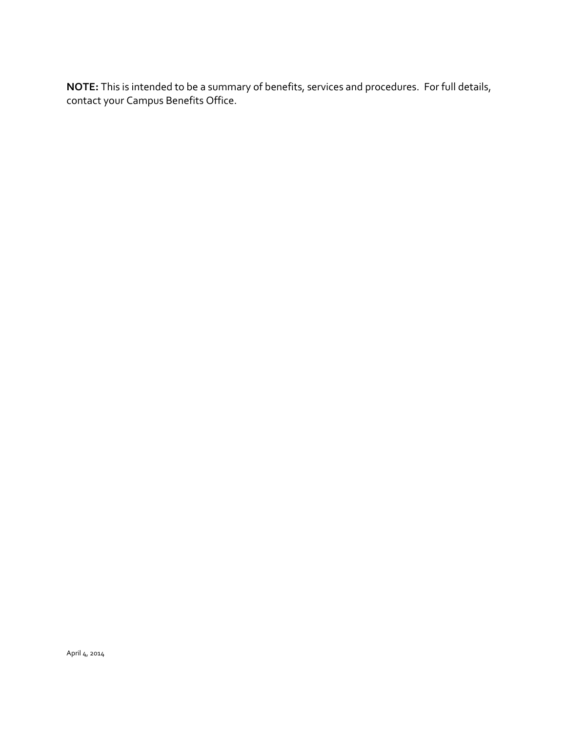**NOTE:** This is intended to be a summary of benefits, services and procedures. For full details, contact your Campus Benefits Office.

April 4, 2014